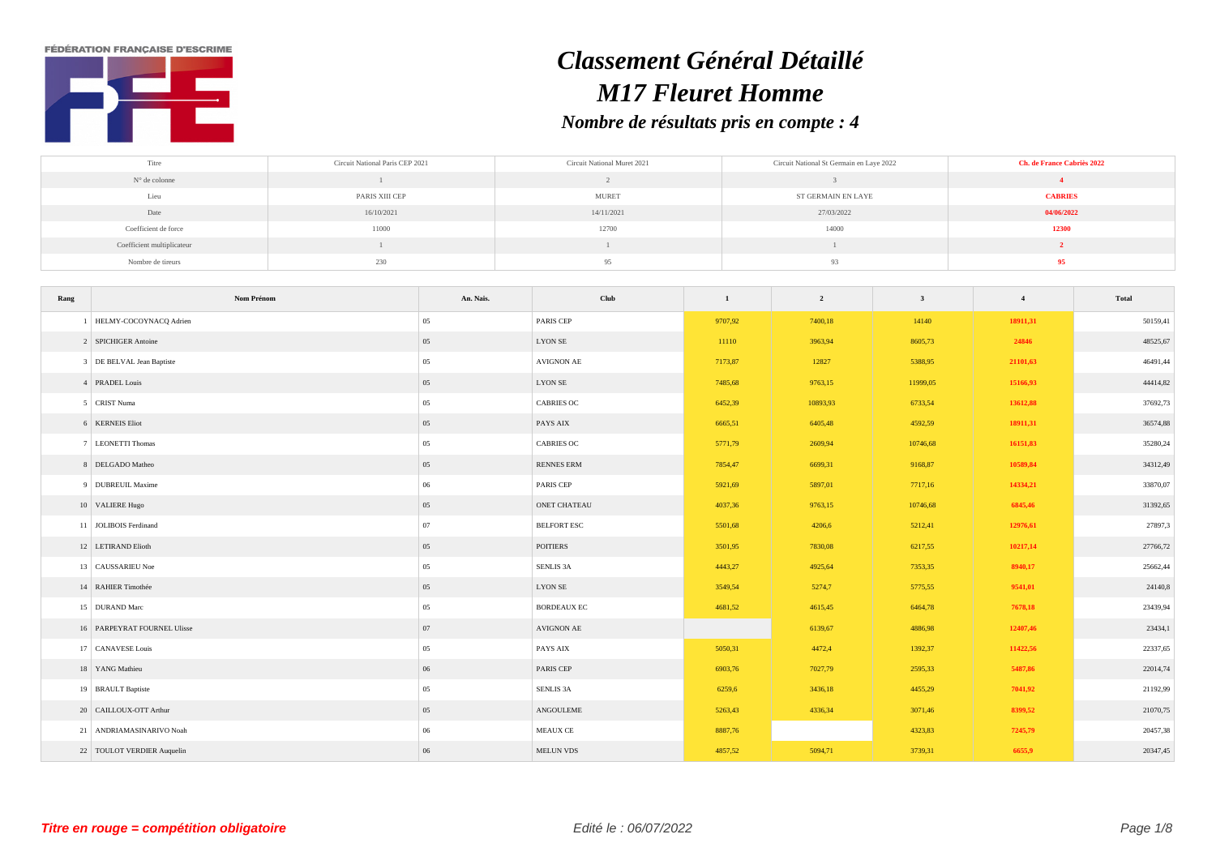FÉDÉRATION FRANÇAISE D'ESCRIME

# *Classement Général Détaillé*

# *M17 Fleuret Homme*

### *Nombre de résultats pris en compte : 4*

| Titre | Circuit National Paris CEP 2021 | Circuit National Muret 2021 | Circuit National St Germain en Laye 2022 | **Ch. de France Cabriès 2022** |
|---|---|---|---|---|
| N° de colonne | 1 | 2 | 3 | **4** |
| Lieu | PARIS XIII CEP | MURET | ST GERMAIN EN LAYE | **CABRIES** |
| Date | 16/10/2021 | 14/11/2021 | 27/03/2022 | **04/06/2022** |
| Coefficient de force | 11000 | 12700 | 14000 | **12300** |
| Coefficient multiplicateur | 1 | 1 | 1 | **2** |
| Nombre de tireurs | 230 | 95 | 93 | **95** |

| Rang | Nom Prénom | An. Nais. | Club | 1 | 2 | 3 | 4 | Total |
|---|---|---|---|---|---|---|---|---|
| 1 | HELMY-COCOYNACQ Adrien | 05 | PARIS CEP | 9707,92 | 7400,18 | 14140 | **18911,31** | 50159,41 |
| 2 | SPICHIGER Antoine | 05 | LYON SE | 11110 | 3963,94 | 8605,73 | **24846** | 48525,67 |
| 3 | DE BELVAL Jean Baptiste | 05 | AVIGNON AE | 7173,87 | 12827 | 5388,95 | **21101,63** | 46491,44 |
| 4 | PRADEL Louis | 05 | LYON SE | 7485,68 | 9763,15 | 11999,05 | **15166,93** | 44414,82 |
| 5 | CRIST Numa | 05 | CABRIES OC | 6452,39 | 10893,93 | 6733,54 | **13612,88** | 37692,73 |
| 6 | KERNEIS Eliot | 05 | PAYS AIX | 6665,51 | 6405,48 | 4592,59 | **18911,31** | 36574,88 |
| 7 | LEONETTI Thomas | 05 | CABRIES OC | 5771,79 | 2609,94 | 10746,68 | **16151,83** | 35280,24 |
| 8 | DELGADO Matheo | 05 | RENNES ERM | 7854,47 | 6699,31 | 9168,87 | **10589,84** | 34312,49 |
| 9 | DUBREUIL Maxime | 06 | PARIS CEP | 5921,69 | 5897,01 | 7717,16 | **14334,21** | 33870,07 |
| 10 | VALIERE Hugo | 05 | ONET CHATEAU | 4037,36 | 9763,15 | 10746,68 | **6845,46** | 31392,65 |
| 11 | JOLIBOIS Ferdinand | 07 | BELFORT ESC | 5501,68 | 4206,6 | 5212,41 | **12976,61** | 27897,3 |
| 12 | LETIRAND Elioth | 05 | POITIERS | 3501,95 | 7830,08 | 6217,55 | **10217,14** | 27766,72 |
| 13 | CAUSSARIEU Noe | 05 | SENLIS 3A | 4443,27 | 4925,64 | 7353,35 | **8940,17** | 25662,44 |
| 14 | RAHIER Timothée | 05 | LYON SE | 3549,54 | 5274,7 | 5775,55 | **9541,01** | 24140,8 |
| 15 | DURAND Marc | 05 | BORDEAUX EC | 4681,52 | 4615,45 | 6464,78 | **7678,18** | 23439,94 |
| 16 | PARPEYRAT FOURNEL Ulisse | 07 | AVIGNON AE | | 6139,67 | 4886,98 | **12407,46** | 23434,1 |
| 17 | CANAVESE Louis | 05 | PAYS AIX | 5050,31 | 4472,4 | 1392,37 | **11422,56** | 22337,65 |
| 18 | YANG Mathieu | 06 | PARIS CEP | 6903,76 | 7027,79 | 2595,33 | **5487,86** | 22014,74 |
| 19 | BRAULT Baptiste | 05 | SENLIS 3A | 6259,6 | 3436,18 | 4455,29 | **7041,92** | 21192,99 |
| 20 | CAILLOUX-OTT Arthur | 05 | ANGOULEME | 5263,43 | 4336,34 | 3071,46 | **8399,52** | 21070,75 |
| 21 | ANDRIAMASINARIVO Noah | 06 | MEAUX CE | 8887,76 | | 4323,83 | **7245,79** | 20457,38 |
| 22 | TOULOT VERDIER Auquelin | 06 | MELUN VDS | 4857,52 | 5094,71 | 3739,31 | **6655,9** | 20347,45 |

*Titre en rouge = compétition obligatoire*

*Edité le : 06/07/2022*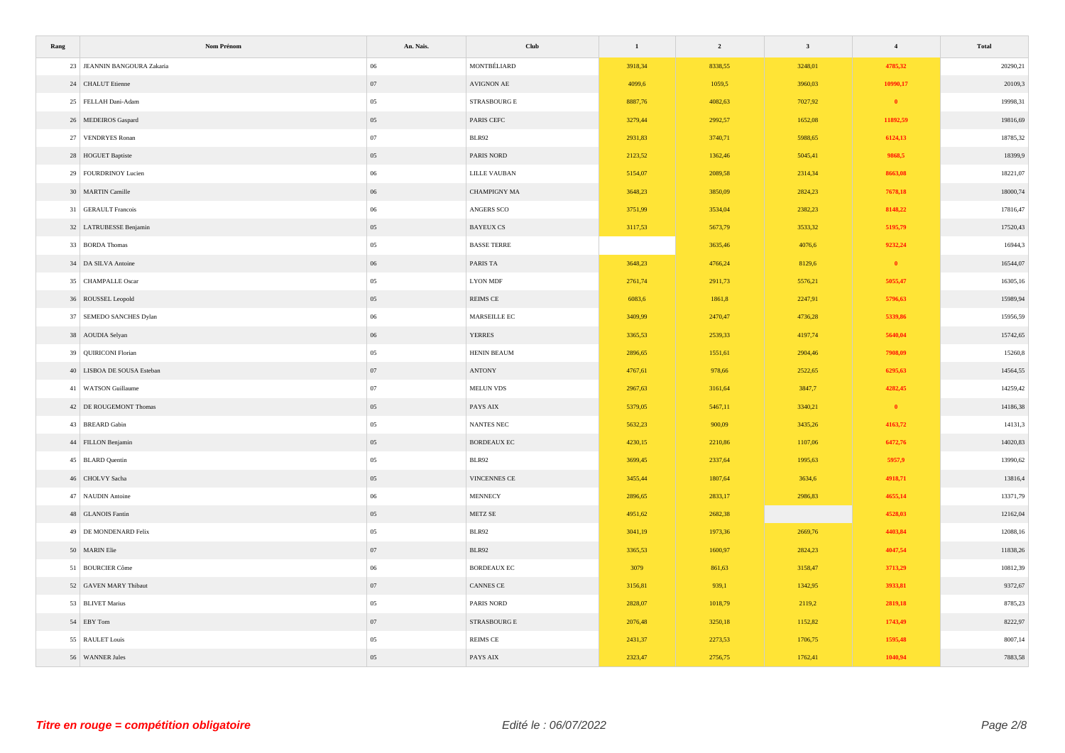| Rang | Nom Prénom | An. Nais. | Club | 1 | 2 | 3 | 4 | Total |
|---|---|---|---|---|---|---|---|---|
| 23 | JEANNIN BANGOURA Zakaria | 06 | MONTBÉLIARD | 3918,34 | 8338,55 | 3248,01 | 4785,32 | 20290,21 |
| 24 | CHALUT Etienne | 07 | AVIGNON AE | 4099,6 | 1059,5 | 3960,03 | 10990,17 | 20109,3 |
| 25 | FELLAH Dani-Adam | 05 | STRASBOURG E | 8887,76 | 4082,63 | 7027,92 | 0 | 19998,31 |
| 26 | MEDEIROS Gaspard | 05 | PARIS CEFC | 3279,44 | 2992,57 | 1652,08 | 11892,59 | 19816,69 |
| 27 | VENDRYES Ronan | 07 | BLR92 | 2931,83 | 3740,71 | 5988,65 | 6124,13 | 18785,32 |
| 28 | HOGUET Baptiste | 05 | PARIS NORD | 2123,52 | 1362,46 | 5045,41 | 9868,5 | 18399,9 |
| 29 | FOURDRINOY Lucien | 06 | LILLE VAUBAN | 5154,07 | 2089,58 | 2314,34 | 8663,08 | 18221,07 |
| 30 | MARTIN Camille | 06 | CHAMPIGNY MA | 3648,23 | 3850,09 | 2824,23 | 7678,18 | 18000,74 |
| 31 | GERAULT Francois | 06 | ANGERS SCO | 3751,99 | 3534,04 | 2382,23 | 8148,22 | 17816,47 |
| 32 | LATRUBESSE Benjamin | 05 | BAYEUX CS | 3117,53 | 5673,79 | 3533,32 | 5195,79 | 17520,43 |
| 33 | BORDA Thomas | 05 | BASSE TERRE |  | 3635,46 | 4076,6 | 9232,24 | 16944,3 |
| 34 | DA SILVA Antoine | 06 | PARIS TA | 3648,23 | 4766,24 | 8129,6 | 0 | 16544,07 |
| 35 | CHAMPALLE Oscar | 05 | LYON MDF | 2761,74 | 2911,73 | 5576,21 | 5055,47 | 16305,16 |
| 36 | ROUSSEL Leopold | 05 | REIMS CE | 6083,6 | 1861,8 | 2247,91 | 5796,63 | 15989,94 |
| 37 | SEMEDO SANCHES Dylan | 06 | MARSEILLE EC | 3409,99 | 2470,47 | 4736,28 | 5339,86 | 15956,59 |
| 38 | AOUDIA Selyan | 06 | YERRES | 3365,53 | 2539,33 | 4197,74 | 5640,04 | 15742,65 |
| 39 | QUIRICONI Florian | 05 | HENIN BEAUM | 2896,65 | 1551,61 | 2904,46 | 7908,09 | 15260,8 |
| 40 | LISBOA DE SOUSA Esteban | 07 | ANTONY | 4767,61 | 978,66 | 2522,65 | 6295,63 | 14564,55 |
| 41 | WATSON Guillaume | 07 | MELUN VDS | 2967,63 | 3161,64 | 3847,7 | 4282,45 | 14259,42 |
| 42 | DE ROUGEMONT Thomas | 05 | PAYS AIX | 5379,05 | 5467,11 | 3340,21 | 0 | 14186,38 |
| 43 | BREARD Gabin | 05 | NANTES NEC | 5632,23 | 900,09 | 3435,26 | 4163,72 | 14131,3 |
| 44 | FILLON Benjamin | 05 | BORDEAUX EC | 4230,15 | 2210,86 | 1107,06 | 6472,76 | 14020,83 |
| 45 | BLARD Quentin | 05 | BLR92 | 3699,45 | 2337,64 | 1995,63 | 5957,9 | 13990,62 |
| 46 | CHOLVY Sacha | 05 | VINCENNES CE | 3455,44 | 1807,64 | 3634,6 | 4918,71 | 13816,4 |
| 47 | NAUDIN Antoine | 06 | MENNECY | 2896,65 | 2833,17 | 2986,83 | 4655,14 | 13371,79 |
| 48 | GLANOIS Fantin | 05 | METZ SE | 4951,62 | 2682,38 |  | 4528,03 | 12162,04 |
| 49 | DE MONDENARD Felix | 05 | BLR92 | 3041,19 | 1973,36 | 2669,76 | 4403,84 | 12088,16 |
| 50 | MARIN Elie | 07 | BLR92 | 3365,53 | 1600,97 | 2824,23 | 4047,54 | 11838,26 |
| 51 | BOURCIER Côme | 06 | BORDEAUX EC | 3079 | 861,63 | 3158,47 | 3713,29 | 10812,39 |
| 52 | GAVEN MARY Thibaut | 07 | CANNES CE | 3156,81 | 939,1 | 1342,95 | 3933,81 | 9372,67 |
| 53 | BLIVET Marius | 05 | PARIS NORD | 2828,07 | 1018,79 | 2119,2 | 2819,18 | 8785,23 |
| 54 | EBY Tom | 07 | STRASBOURG E | 2076,48 | 3250,18 | 1152,82 | 1743,49 | 8222,97 |
| 55 | RAULET Louis | 05 | REIMS CE | 2431,37 | 2273,53 | 1706,75 | 1595,48 | 8007,14 |
| 56 | WANNER Jules | 05 | PAYS AIX | 2323,47 | 2756,75 | 1762,41 | 1040,94 | 7883,58 |

*Titre en rouge = compétition obligatoire*

*Edité le : 06/07/2022*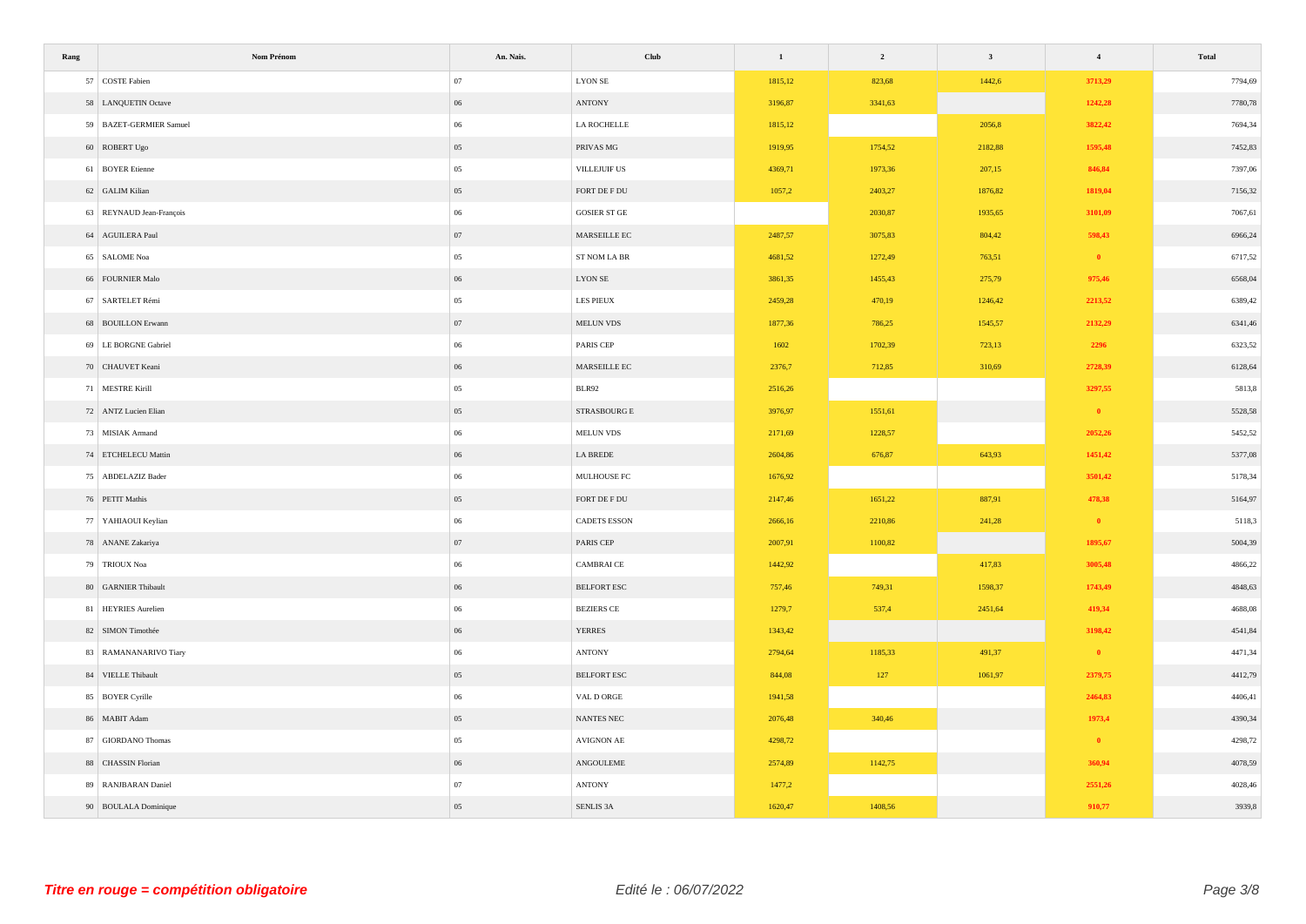| Rang | Nom Prénom | An. Nais. | Club | 1 | 2 | 3 | 4 | Total |
|---|---|---|---|---|---|---|---|---|
| 57 | COSTE Fabien | 07 | LYON SE | 1815,12 | 823,68 | 1442,6 | 3713,29 | 7794,69 |
| 58 | LANQUETIN Octave | 06 | ANTONY | 3196,87 | 3341,63 | | 1242,28 | 7780,78 |
| 59 | BAZET-GERMIER Samuel | 06 | LA ROCHELLE | 1815,12 | | 2056,8 | 3822,42 | 7694,34 |
| 60 | ROBERT Ugo | 05 | PRIVAS MG | 1919,95 | 1754,52 | 2182,88 | 1595,48 | 7452,83 |
| 61 | BOYER Etienne | 05 | VILLEJUIF US | 4369,71 | 1973,36 | 207,15 | 846,84 | 7397,06 |
| 62 | GALIM Kilian | 05 | FORT DE F DU | 1057,2 | 2403,27 | 1876,82 | 1819,04 | 7156,32 |
| 63 | REYNAUD Jean-François | 06 | GOSIER ST GE | | 2030,87 | 1935,65 | 3101,09 | 7067,61 |
| 64 | AGUILERA Paul | 07 | MARSEILLE EC | 2487,57 | 3075,83 | 804,42 | 598,43 | 6966,24 |
| 65 | SALOME Noa | 05 | ST NOM LA BR | 4681,52 | 1272,49 | 763,51 | 0 | 6717,52 |
| 66 | FOURNIER Malo | 06 | LYON SE | 3861,35 | 1455,43 | 275,79 | 975,46 | 6568,04 |
| 67 | SARTELET Rémi | 05 | LES PIEUX | 2459,28 | 470,19 | 1246,42 | 2213,52 | 6389,42 |
| 68 | BOUILLON Erwann | 07 | MELUN VDS | 1877,36 | 786,25 | 1545,57 | 2132,29 | 6341,46 |
| 69 | LE BORGNE Gabriel | 06 | PARIS CEP | 1602 | 1702,39 | 723,13 | 2296 | 6323,52 |
| 70 | CHAUVET Keani | 06 | MARSEILLE EC | 2376,7 | 712,85 | 310,69 | 2728,39 | 6128,64 |
| 71 | MESTRE Kirill | 05 | BLR92 | 2516,26 | | | 3297,55 | 5813,8 |
| 72 | ANTZ Lucien Elian | 05 | STRASBOURG E | 3976,97 | 1551,61 | | 0 | 5528,58 |
| 73 | MISIAK Armand | 06 | MELUN VDS | 2171,69 | 1228,57 | | 2052,26 | 5452,52 |
| 74 | ETCHELECU Mattin | 06 | LA BREDE | 2604,86 | 676,87 | 643,93 | 1451,42 | 5377,08 |
| 75 | ABDELAZIZ Bader | 06 | MULHOUSE FC | 1676,92 | | | 3501,42 | 5178,34 |
| 76 | PETIT Mathis | 05 | FORT DE F DU | 2147,46 | 1651,22 | 887,91 | 478,38 | 5164,97 |
| 77 | YAHIAOUI Keylian | 06 | CADETS ESSON | 2666,16 | 2210,86 | 241,28 | 0 | 5118,3 |
| 78 | ANANE Zakariya | 07 | PARIS CEP | 2007,91 | 1100,82 | | 1895,67 | 5004,39 |
| 79 | TRIOUX Noa | 06 | CAMBRAI CE | 1442,92 | | 417,83 | 3005,48 | 4866,22 |
| 80 | GARNIER Thibault | 06 | BELFORT ESC | 757,46 | 749,31 | 1598,37 | 1743,49 | 4848,63 |
| 81 | HEYRIES Aurelien | 06 | BEZIERS CE | 1279,7 | 537,4 | 2451,64 | 419,34 | 4688,08 |
| 82 | SIMON Timothée | 06 | YERRES | 1343,42 | | | 3198,42 | 4541,84 |
| 83 | RAMANANARIVO Tiary | 06 | ANTONY | 2794,64 | 1185,33 | 491,37 | 0 | 4471,34 |
| 84 | VIELLE Thibault | 05 | BELFORT ESC | 844,08 | 127 | 1061,97 | 2379,75 | 4412,79 |
| 85 | BOYER Cyrille | 06 | VAL D ORGE | 1941,58 | | | 2464,83 | 4406,41 |
| 86 | MABIT Adam | 05 | NANTES NEC | 2076,48 | 340,46 | | 1973,4 | 4390,34 |
| 87 | GIORDANO Thomas | 05 | AVIGNON AE | 4298,72 | | | 0 | 4298,72 |
| 88 | CHASSIN Florian | 06 | ANGOULEME | 2574,89 | 1142,75 | | 360,94 | 4078,59 |
| 89 | RANJBARAN Daniel | 07 | ANTONY | 1477,2 | | | 2551,26 | 4028,46 |
| 90 | BOULALA Dominique | 05 | SENLIS 3A | 1620,47 | 1408,56 | | 910,77 | 3939,8 |

*Titre en rouge = compétition obligatoire*

*Edité le : 06/07/2022*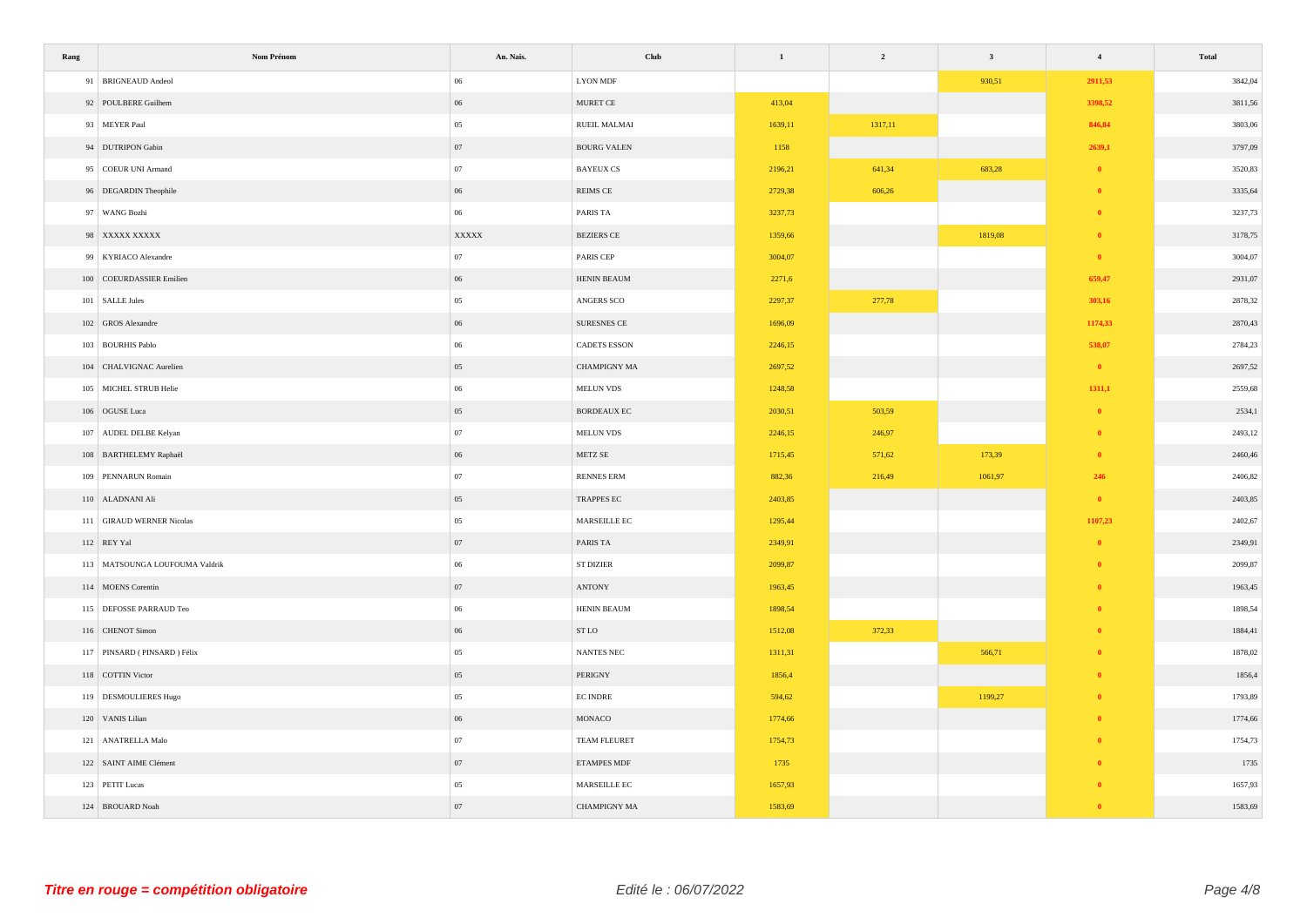| Rang | Nom Prénom | An. Nais. | Club | 1 | 2 | 3 | 4 | Total |
|---|---|---|---|---|---|---|---|---|
| 91 | BRIGNEAUD Andeol | 06 | LYON MDF | | | 930,51 | **2911,53** | 3842,04 |
| 92 | POULBERE Guilhem | 06 | MURET CE | 413,04 | | | **3398,52** | 3811,56 |
| 93 | MEYER Paul | 05 | RUEIL MALMAI | 1639,11 | 1317,11 | | **846,84** | 3803,06 |
| 94 | DUTRIPON Gabin | 07 | BOURG VALEN | 1158 | | | **2639,1** | 3797,09 |
| 95 | COEUR UNI Armand | 07 | BAYEUX CS | 2196,21 | 641,34 | 683,28 | **0** | 3520,83 |
| 96 | DEGARDIN Theophile | 06 | REIMS CE | 2729,38 | 606,26 | | **0** | 3335,64 |
| 97 | WANG Bozhi | 06 | PARIS TA | 3237,73 | | | **0** | 3237,73 |
| 98 | XXXXX XXXXX | XXXXX | BEZIERS CE | 1359,66 | | 1819,08 | **0** | 3178,75 |
| 99 | KYRIACO Alexandre | 07 | PARIS CEP | 3004,07 | | | **0** | 3004,07 |
| 100 | COEURDASSIER Emilien | 06 | HENIN BEAUM | 2271,6 | | | **659,47** | 2931,07 |
| 101 | SALLE Jules | 05 | ANGERS SCO | 2297,37 | 277,78 | | **303,16** | 2878,32 |
| 102 | GROS Alexandre | 06 | SURESNES CE | 1696,09 | | | **1174,33** | 2870,43 |
| 103 | BOURHIS Pablo | 06 | CADETS ESSON | 2246,15 | | | **538,07** | 2784,23 |
| 104 | CHALVIGNAC Aurelien | 05 | CHAMPIGNY MA | 2697,52 | | | **0** | 2697,52 |
| 105 | MICHEL STRUB Helie | 06 | MELUN VDS | 1248,58 | | | **1311,1** | 2559,68 |
| 106 | OGUSE Luca | 05 | BORDEAUX EC | 2030,51 | 503,59 | | **0** | 2534,1 |
| 107 | AUDEL DELBE Kelyan | 07 | MELUN VDS | 2246,15 | 246,97 | | **0** | 2493,12 |
| 108 | BARTHELEMY Raphaël | 06 | METZ SE | 1715,45 | 571,62 | 173,39 | **0** | 2460,46 |
| 109 | PENNARUN Romain | 07 | RENNES ERM | 882,36 | 216,49 | 1061,97 | **246** | 2406,82 |
| 110 | ALADNANI Ali | 05 | TRAPPES EC | 2403,85 | | | **0** | 2403,85 |
| 111 | GIRAUD WERNER Nicolas | 05 | MARSEILLE EC | 1295,44 | | | **1107,23** | 2402,67 |
| 112 | REY Yal | 07 | PARIS TA | 2349,91 | | | **0** | 2349,91 |
| 113 | MATSOUNGA LOUFOUMA Valdrik | 06 | ST DIZIER | 2099,87 | | | **0** | 2099,87 |
| 114 | MOENS Corentin | 07 | ANTONY | 1963,45 | | | **0** | 1963,45 |
| 115 | DEFOSSE PARRAUD Teo | 06 | HENIN BEAUM | 1898,54 | | | **0** | 1898,54 |
| 116 | CHENOT Simon | 06 | ST LO | 1512,08 | 372,33 | | **0** | 1884,41 |
| 117 | PINSARD ( PINSARD ) Félix | 05 | NANTES NEC | 1311,31 | | 566,71 | **0** | 1878,02 |
| 118 | COTTIN Victor | 05 | PERIGNY | 1856,4 | | | **0** | 1856,4 |
| 119 | DESMOULIERES Hugo | 05 | EC INDRE | 594,62 | | 1199,27 | **0** | 1793,89 |
| 120 | VANIS Lilian | 06 | MONACO | 1774,66 | | | **0** | 1774,66 |
| 121 | ANATRELLA Malo | 07 | TEAM FLEURET | 1754,73 | | | **0** | 1754,73 |
| 122 | SAINT AIME Clément | 07 | ETAMPES MDF | 1735 | | | **0** | 1735 |
| 123 | PETIT Lucas | 05 | MARSEILLE EC | 1657,93 | | | **0** | 1657,93 |
| 124 | BROUARD Noah | 07 | CHAMPIGNY MA | 1583,69 | | | **0** | 1583,69 |

*Titre en rouge = compétition obligatoire*

*Edité le : 06/07/2022*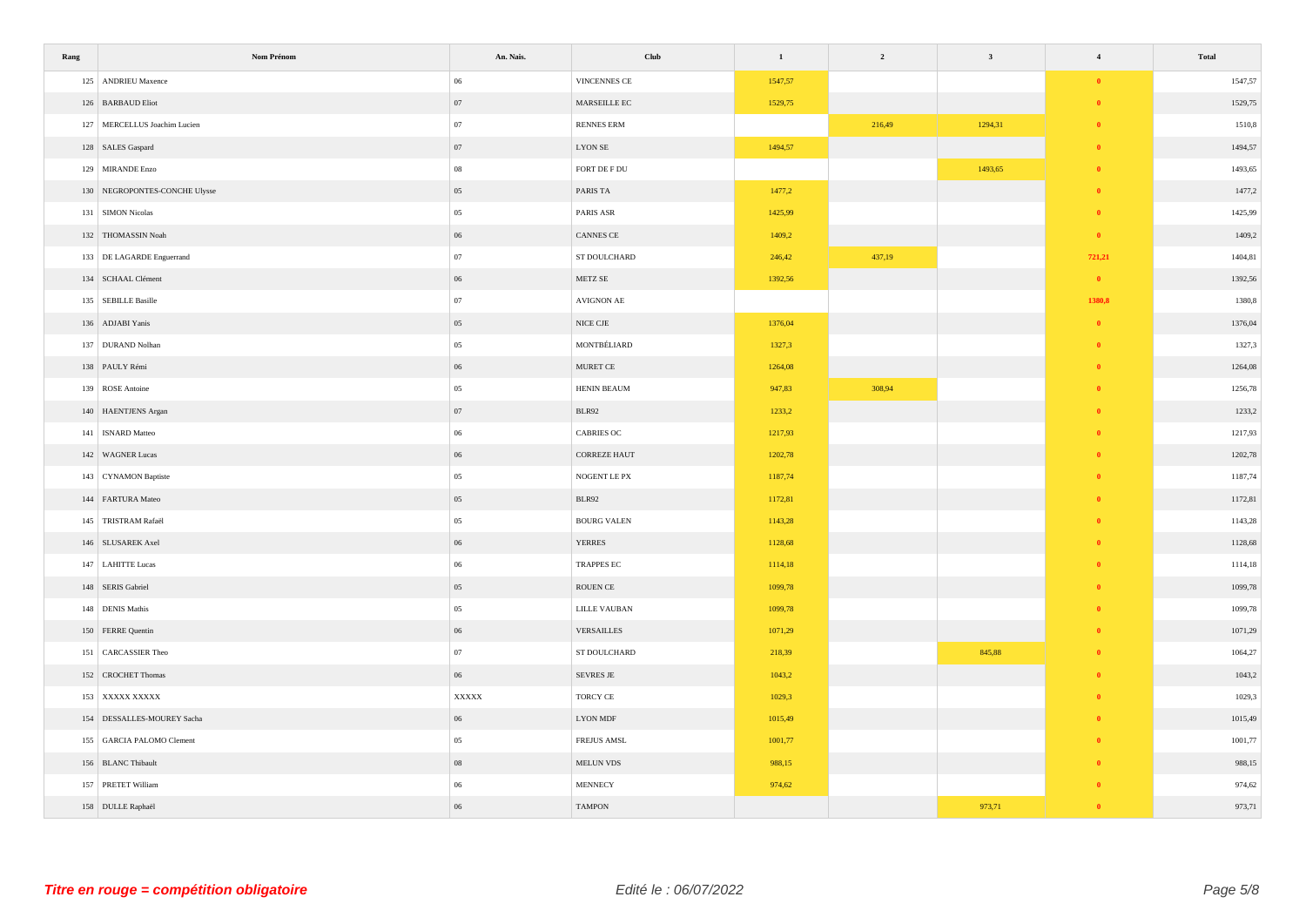| Rang | Nom Prénom | An. Nais. | Club | 1 | 2 | 3 | 4 | Total |
|---|---|---|---|---|---|---|---|---|
| 125 | ANDRIEU Maxence | 06 | VINCENNES CE | 1547,57 | | | 0 | 1547,57 |
| 126 | BARBAUD Eliot | 07 | MARSEILLE EC | 1529,75 | | | 0 | 1529,75 |
| 127 | MERCELLUS Joachim Lucien | 07 | RENNES ERM | | 216,49 | 1294,31 | 0 | 1510,8 |
| 128 | SALES Gaspard | 07 | LYON SE | 1494,57 | | | 0 | 1494,57 |
| 129 | MIRANDE Enzo | 08 | FORT DE F DU | | | 1493,65 | 0 | 1493,65 |
| 130 | NEGROPONTES-CONCHE Ulysse | 05 | PARIS TA | 1477,2 | | | 0 | 1477,2 |
| 131 | SIMON Nicolas | 05 | PARIS ASR | 1425,99 | | | 0 | 1425,99 |
| 132 | THOMASSIN Noah | 06 | CANNES CE | 1409,2 | | | 0 | 1409,2 |
| 133 | DE LAGARDE Enguerrand | 07 | ST DOULCHARD | 246,42 | 437,19 | | 721,21 | 1404,81 |
| 134 | SCHAAL Clément | 06 | METZ SE | 1392,56 | | | 0 | 1392,56 |
| 135 | SEBILLE Basille | 07 | AVIGNON AE | | | | 1380,8 | 1380,8 |
| 136 | ADJABI Yanis | 05 | NICE CJE | 1376,04 | | | 0 | 1376,04 |
| 137 | DURAND Nolhan | 05 | MONTBÉLIARD | 1327,3 | | | 0 | 1327,3 |
| 138 | PAULY Rémi | 06 | MURET CE | 1264,08 | | | 0 | 1264,08 |
| 139 | ROSE Antoine | 05 | HENIN BEAUM | 947,83 | 308,94 | | 0 | 1256,78 |
| 140 | HAENTJENS Argan | 07 | BLR92 | 1233,2 | | | 0 | 1233,2 |
| 141 | ISNARD Matteo | 06 | CABRIES OC | 1217,93 | | | 0 | 1217,93 |
| 142 | WAGNER Lucas | 06 | CORREZE HAUT | 1202,78 | | | 0 | 1202,78 |
| 143 | CYNAMON Baptiste | 05 | NOGENT LE PX | 1187,74 | | | 0 | 1187,74 |
| 144 | FARTURA Mateo | 05 | BLR92 | 1172,81 | | | 0 | 1172,81 |
| 145 | TRISTRAM Rafaël | 05 | BOURG VALEN | 1143,28 | | | 0 | 1143,28 |
| 146 | SLUSAREK Axel | 06 | YERRES | 1128,68 | | | 0 | 1128,68 |
| 147 | LAHITTE Lucas | 06 | TRAPPES EC | 1114,18 | | | 0 | 1114,18 |
| 148 | SERIS Gabriel | 05 | ROUEN CE | 1099,78 | | | 0 | 1099,78 |
| 148 | DENIS Mathis | 05 | LILLE VAUBAN | 1099,78 | | | 0 | 1099,78 |
| 150 | FERRE Quentin | 06 | VERSAILLES | 1071,29 | | | 0 | 1071,29 |
| 151 | CARCASSIER Theo | 07 | ST DOULCHARD | 218,39 | | 845,88 | 0 | 1064,27 |
| 152 | CROCHET Thomas | 06 | SEVRES JE | 1043,2 | | | 0 | 1043,2 |
| 153 | XXXXX XXXXX | XXXXX | TORCY CE | 1029,3 | | | 0 | 1029,3 |
| 154 | DESSALLES-MOUREY Sacha | 06 | LYON MDF | 1015,49 | | | 0 | 1015,49 |
| 155 | GARCIA PALOMO Clement | 05 | FREJUS AMSL | 1001,77 | | | 0 | 1001,77 |
| 156 | BLANC Thibault | 08 | MELUN VDS | 988,15 | | | 0 | 988,15 |
| 157 | PRETET William | 06 | MENNECY | 974,62 | | | 0 | 974,62 |
| 158 | DULLE Raphaël | 06 | TAMPON | | | 973,71 | 0 | 973,71 |

***Titre en rouge = compétition obligatoire***

*Edité le : 06/07/2022*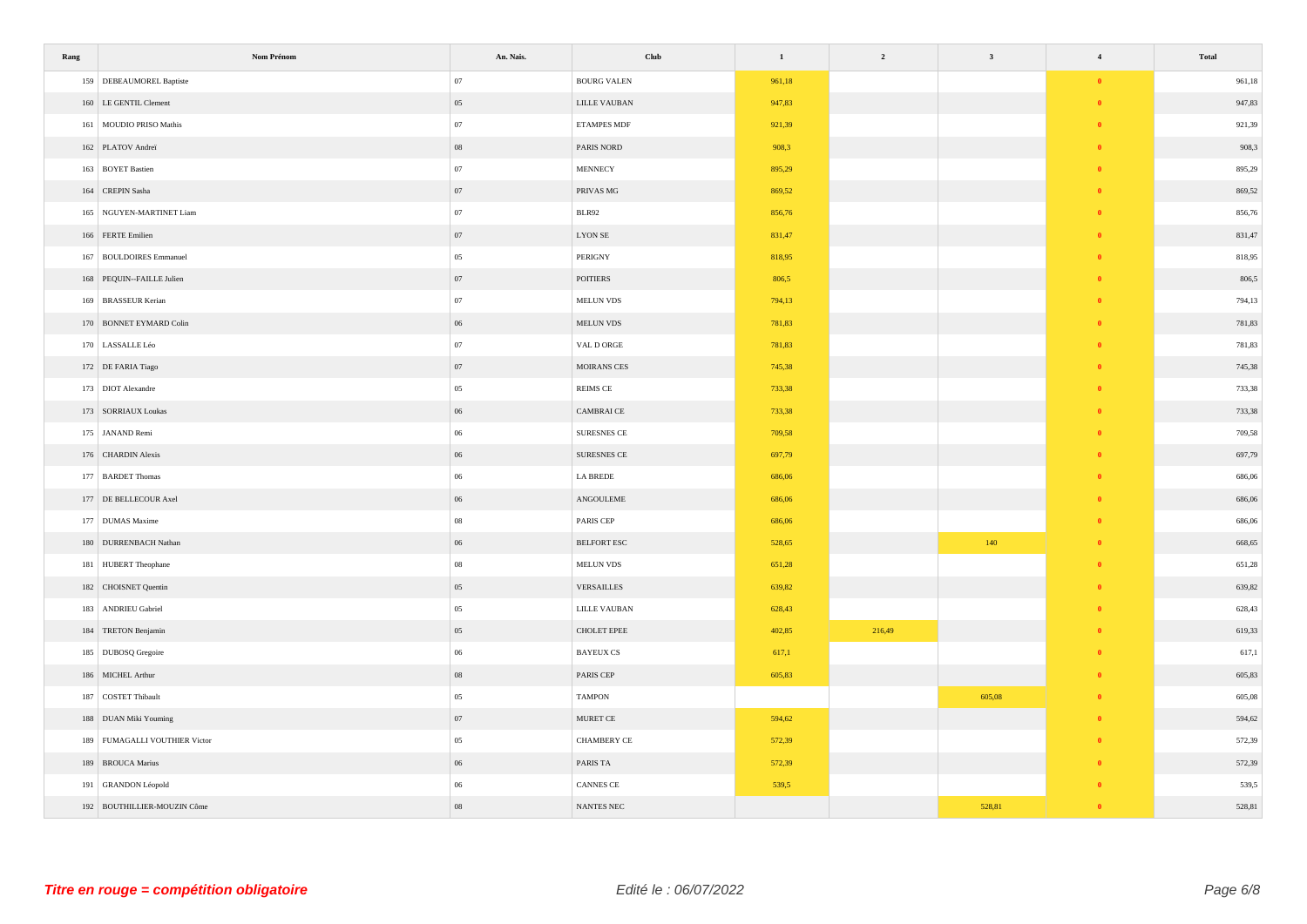| Rang | Nom Prénom | An. Nais. | Club | 1 | 2 | 3 | 4 | Total |
|---|---|---|---|---|---|---|---|---|
| 159 | DEBEAUMOREL Baptiste | 07 | BOURG VALEN | 961,18 | | | 0 | 961,18 |
| 160 | LE GENTIL Clement | 05 | LILLE VAUBAN | 947,83 | | | 0 | 947,83 |
| 161 | MOUDIO PRISO Mathis | 07 | ETAMPES MDF | 921,39 | | | 0 | 921,39 |
| 162 | PLATOV Andreï | 08 | PARIS NORD | 908,3 | | | 0 | 908,3 |
| 163 | BOYET Bastien | 07 | MENNECY | 895,29 | | | 0 | 895,29 |
| 164 | CREPIN Sasha | 07 | PRIVAS MG | 869,52 | | | 0 | 869,52 |
| 165 | NGUYEN-MARTINET Liam | 07 | BLR92 | 856,76 | | | 0 | 856,76 |
| 166 | FERTE Emilien | 07 | LYON SE | 831,47 | | | 0 | 831,47 |
| 167 | BOULDOIRES Emmanuel | 05 | PERIGNY | 818,95 | | | 0 | 818,95 |
| 168 | PEQUIN--FAILLE Julien | 07 | POITIERS | 806,5 | | | 0 | 806,5 |
| 169 | BRASSEUR Kerian | 07 | MELUN VDS | 794,13 | | | 0 | 794,13 |
| 170 | BONNET EYMARD Colin | 06 | MELUN VDS | 781,83 | | | 0 | 781,83 |
| 170 | LASSALLE Léo | 07 | VAL D ORGE | 781,83 | | | 0 | 781,83 |
| 172 | DE FARIA Tiago | 07 | MOIRANS CES | 745,38 | | | 0 | 745,38 |
| 173 | DIOT Alexandre | 05 | REIMS CE | 733,38 | | | 0 | 733,38 |
| 173 | SORRIAUX Loukas | 06 | CAMBRAI CE | 733,38 | | | 0 | 733,38 |
| 175 | JANAND Remi | 06 | SURESNES CE | 709,58 | | | 0 | 709,58 |
| 176 | CHARDIN Alexis | 06 | SURESNES CE | 697,79 | | | 0 | 697,79 |
| 177 | BARDET Thomas | 06 | LA BREDE | 686,06 | | | 0 | 686,06 |
| 177 | DE BELLECOUR Axel | 06 | ANGOULEME | 686,06 | | | 0 | 686,06 |
| 177 | DUMAS Maxime | 08 | PARIS CEP | 686,06 | | | 0 | 686,06 |
| 180 | DURRENBACH Nathan | 06 | BELFORT ESC | 528,65 | | 140 | 0 | 668,65 |
| 181 | HUBERT Theophane | 08 | MELUN VDS | 651,28 | | | 0 | 651,28 |
| 182 | CHOISNET Quentin | 05 | VERSAILLES | 639,82 | | | 0 | 639,82 |
| 183 | ANDRIEU Gabriel | 05 | LILLE VAUBAN | 628,43 | | | 0 | 628,43 |
| 184 | TRETON Benjamin | 05 | CHOLET EPEE | 402,85 | 216,49 | | 0 | 619,33 |
| 185 | DUBOSQ Gregoire | 06 | BAYEUX CS | 617,1 | | | 0 | 617,1 |
| 186 | MICHEL Arthur | 08 | PARIS CEP | 605,83 | | | 0 | 605,83 |
| 187 | COSTET Thibault | 05 | TAMPON | | | 605,08 | 0 | 605,08 |
| 188 | DUAN Miki Youming | 07 | MURET CE | 594,62 | | | 0 | 594,62 |
| 189 | FUMAGALLI VOUTHIER Victor | 05 | CHAMBERY CE | 572,39 | | | 0 | 572,39 |
| 189 | BROUCA Marius | 06 | PARIS TA | 572,39 | | | 0 | 572,39 |
| 191 | GRANDON Léopold | 06 | CANNES CE | 539,5 | | | 0 | 539,5 |
| 192 | BOUTHILLIER-MOUZIN Côme | 08 | NANTES NEC | | | 528,81 | 0 | 528,81 |

*Titre en rouge = compétition obligatoire*

*Edité le : 06/07/2022*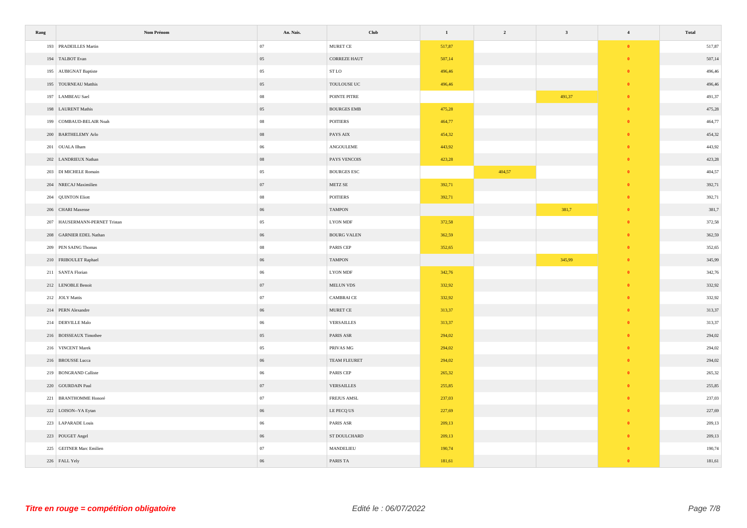| Rang | Nom Prénom | An. Nais. | Club | 1 | 2 | 3 | 4 | Total |
|---|---|---|---|---|---|---|---|---|
| 193 | PRADEILLES Martin | 07 | MURET CE | 517,87 | | | 0 | 517,87 |
| 194 | TALBOT Evan | 05 | CORREZE HAUT | 507,14 | | | 0 | 507,14 |
| 195 | AUBIGNAT Baptiste | 05 | ST LO | 496,46 | | | 0 | 496,46 |
| 195 | TOURNEAU Matthis | 05 | TOULOUSE UC | 496,46 | | | 0 | 496,46 |
| 197 | LAMBEAU Sael | 08 | POINTE PITRE | | | 491,37 | 0 | 491,37 |
| 198 | LAURENT Mathis | 05 | BOURGES EMB | 475,28 | | | 0 | 475,28 |
| 199 | COMBAUD-BELAIR Noah | 08 | POITIERS | 464,77 | | | 0 | 464,77 |
| 200 | BARTHELEMY Arlo | 08 | PAYS AIX | 454,32 | | | 0 | 454,32 |
| 201 | OUALA Ilham | 06 | ANGOULEME | 443,92 | | | 0 | 443,92 |
| 202 | LANDRIEUX Nathan | 08 | PAYS VENCOIS | 423,28 | | | 0 | 423,28 |
| 203 | DI MICHELE Romain | 05 | BOURGES ESC | | 404,57 | | 0 | 404,57 |
| 204 | NRECAJ Maximilien | 07 | METZ SE | 392,71 | | | 0 | 392,71 |
| 204 | QUINTON Eliott | 08 | POITIERS | 392,71 | | | 0 | 392,71 |
| 206 | CHARI Maxense | 06 | TAMPON | | | 381,7 | 0 | 381,7 |
| 207 | HAUSERMANN-PERNET Tristan | 05 | LYON MDF | 372,58 | | | 0 | 372,58 |
| 208 | GARNIER EDEL Nathan | 06 | BOURG VALEN | 362,59 | | | 0 | 362,59 |
| 209 | PEN SAING Thomas | 08 | PARIS CEP | 352,65 | | | 0 | 352,65 |
| 210 | FRIBOULET Raphael | 06 | TAMPON | | | 345,99 | 0 | 345,99 |
| 211 | SANTA Florian | 06 | LYON MDF | 342,76 | | | 0 | 342,76 |
| 212 | LENOBLE Benoit | 07 | MELUN VDS | 332,92 | | | 0 | 332,92 |
| 212 | JOLY Mattis | 07 | CAMBRAI CE | 332,92 | | | 0 | 332,92 |
| 214 | PERN Alexandre | 06 | MURET CE | 313,37 | | | 0 | 313,37 |
| 214 | DERVILLE Malo | 06 | VERSAILLES | 313,37 | | | 0 | 313,37 |
| 216 | BOISSEAUX Timothee | 05 | PARIS ASR | 294,02 | | | 0 | 294,02 |
| 216 | VINCENT Marek | 05 | PRIVAS MG | 294,02 | | | 0 | 294,02 |
| 216 | BROUSSE Lucca | 06 | TEAM FLEURET | 294,02 | | | 0 | 294,02 |
| 219 | BONGRAND Calliste | 06 | PARIS CEP | 265,32 | | | 0 | 265,32 |
| 220 | GOURDAIN Paul | 07 | VERSAILLES | 255,85 | | | 0 | 255,85 |
| 221 | BRANTHOMME Honoré | 07 | FREJUS AMSL | 237,03 | | | 0 | 237,03 |
| 222 | LOISON--YA Eytan | 06 | LE PECQ US | 227,69 | | | 0 | 227,69 |
| 223 | LAPARADE Louis | 06 | PARIS ASR | 209,13 | | | 0 | 209,13 |
| 223 | POUGET Angel | 06 | ST DOULCHARD | 209,13 | | | 0 | 209,13 |
| 225 | GEITNER Marc Emilien | 07 | MANDELIEU | 190,74 | | | 0 | 190,74 |
| 226 | FALL Yely | 06 | PARIS TA | 181,61 | | | 0 | 181,61 |

***Titre en rouge = compétition obligatoire***

*Edité le : 06/07/2022*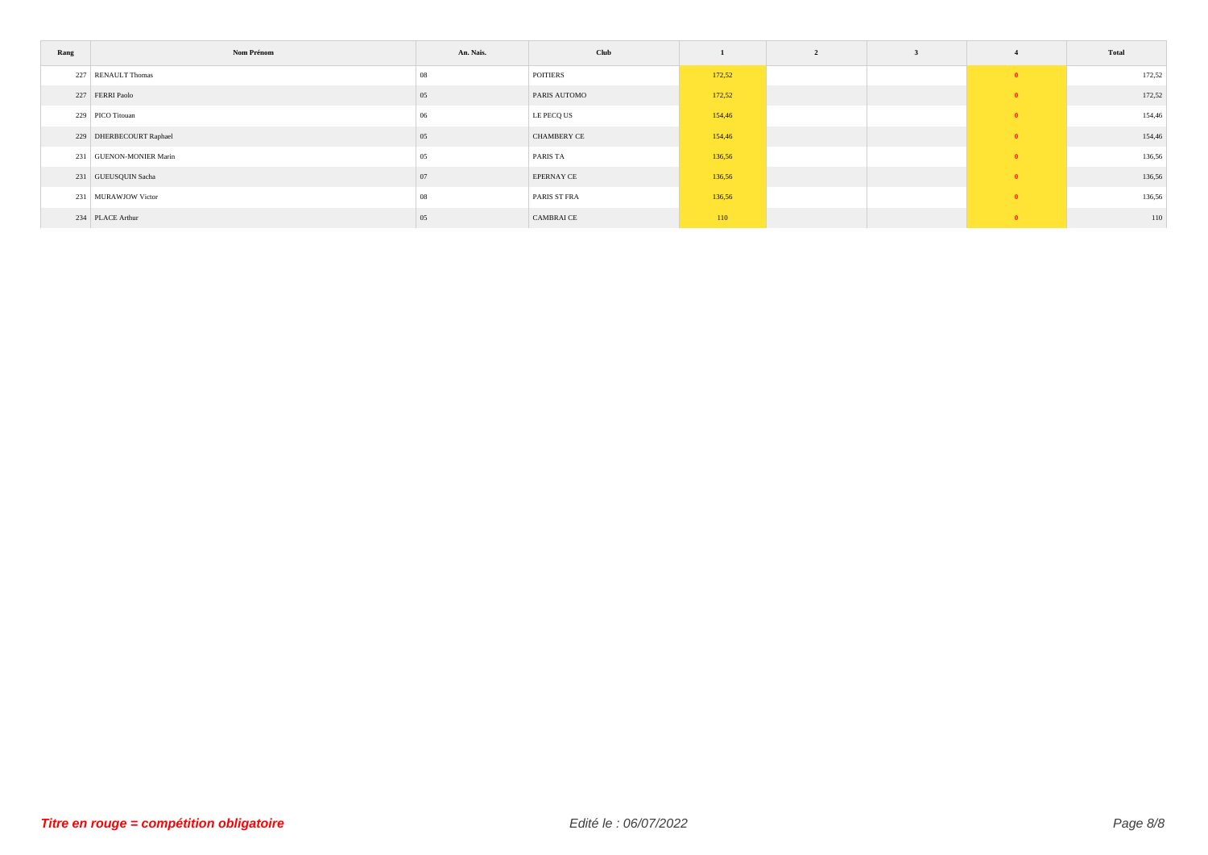| Rang | Nom Prénom | An. Nais. | Club | 1 | 2 | 3 | 4 | Total |
|---|---|---|---|---|---|---|---|---|
| 227 | RENAULT Thomas | 08 | POITIERS | 172,52 | | | 0 | 172,52 |
| 227 | FERRI Paolo | 05 | PARIS AUTOMO | 172,52 | | | 0 | 172,52 |
| 229 | PICO Titouan | 06 | LE PECQ US | 154,46 | | | 0 | 154,46 |
| 229 | DHERBECOURT Raphael | 05 | CHAMBERY CE | 154,46 | | | 0 | 154,46 |
| 231 | GUENON-MONIER Marin | 05 | PARIS TA | 136,56 | | | 0 | 136,56 |
| 231 | GUEUSQUIN Sacha | 07 | EPERNAY CE | 136,56 | | | 0 | 136,56 |
| 231 | MURAWJOW Victor | 08 | PARIS ST FRA | 136,56 | | | 0 | 136,56 |
| 234 | PLACE Arthur | 05 | CAMBRAI CE | 110 | | | 0 | 110 |

***Titre en rouge = compétition obligatoire***

*Edité le : 06/07/2022*